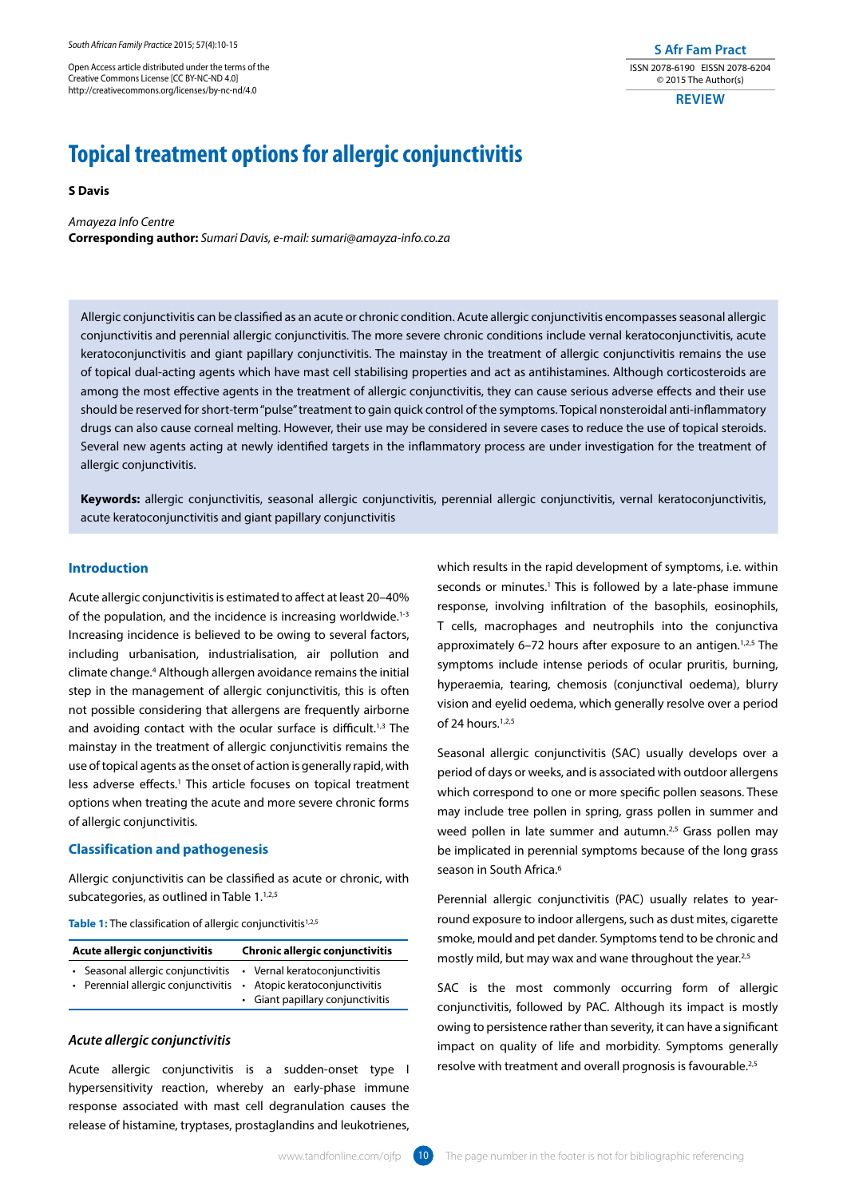# Topical treatment options for allergic conjunctivitis

**S Davis**

*Amayeza Info Centre*
**Corresponding author:** *Sumari Davis, e-mail: sumari@amayza-info.co.za*

Allergic conjunctivitis can be classified as an acute or chronic condition. Acute allergic conjunctivitis encompasses seasonal allergic conjunctivitis and perennial allergic conjunctivitis. The more severe chronic conditions include vernal keratoconjunctivitis, acute keratoconjunctivitis and giant papillary conjunctivitis. The mainstay in the treatment of allergic conjunctivitis remains the use of topical dual-acting agents which have mast cell stabilising properties and act as antihistamines. Although corticosteroids are among the most effective agents in the treatment of allergic conjunctivitis, they can cause serious adverse effects and their use should be reserved for short-term "pulse" treatment to gain quick control of the symptoms. Topical nonsteroidal anti-inflammatory drugs can also cause corneal melting. However, their use may be considered in severe cases to reduce the use of topical steroids. Several new agents acting at newly identified targets in the inflammatory process are under investigation for the treatment of allergic conjunctivitis.

**Keywords:** allergic conjunctivitis, seasonal allergic conjunctivitis, perennial allergic conjunctivitis, vernal keratoconjunctivitis, acute keratoconjunctivitis and giant papillary conjunctivitis

## Introduction

Acute allergic conjunctivitis is estimated to affect at least 20–40% of the population, and the incidence is increasing worldwide.[1-3] Increasing incidence is believed to be owing to several factors, including urbanisation, industrialisation, air pollution and climate change.[4] Although allergen avoidance remains the initial step in the management of allergic conjunctivitis, this is often not possible considering that allergens are frequently airborne and avoiding contact with the ocular surface is difficult.[1,3] The mainstay in the treatment of allergic conjunctivitis remains the use of topical agents as the onset of action is generally rapid, with less adverse effects.[1] This article focuses on topical treatment options when treating the acute and more severe chronic forms of allergic conjunctivitis.

## Classification and pathogenesis

Allergic conjunctivitis can be classified as acute or chronic, with subcategories, as outlined in Table 1.[1,2,5]

**Table 1:** The classification of allergic conjunctivitis[1,2,5]

| Acute allergic conjunctivitis | Chronic allergic conjunctivitis |
|---|---|
| • Seasonal allergic conjunctivitis | • Vernal keratoconjunctivitis |
| • Perennial allergic conjunctivitis | • Atopic keratoconjunctivitis |
| | • Giant papillary conjunctivitis |

### *Acute allergic conjunctivitis*

Acute allergic conjunctivitis is a sudden-onset type I hypersensitivity reaction, whereby an early-phase immune response associated with mast cell degranulation causes the release of histamine, tryptases, prostaglandins and leukotrienes, which results in the rapid development of symptoms, i.e. within seconds or minutes.[1] This is followed by a late-phase immune response, involving infiltration of the basophils, eosinophils, T cells, macrophages and neutrophils into the conjunctiva approximately 6–72 hours after exposure to an antigen.[1,2,5] The symptoms include intense periods of ocular pruritis, burning, hyperaemia, tearing, chemosis (conjunctival oedema), blurry vision and eyelid oedema, which generally resolve over a period of 24 hours.[1,2,5]

Seasonal allergic conjunctivitis (SAC) usually develops over a period of days or weeks, and is associated with outdoor allergens which correspond to one or more specific pollen seasons. These may include tree pollen in spring, grass pollen in summer and weed pollen in late summer and autumn.[2,5] Grass pollen may be implicated in perennial symptoms because of the long grass season in South Africa.[6]

Perennial allergic conjunctivitis (PAC) usually relates to year-round exposure to indoor allergens, such as dust mites, cigarette smoke, mould and pet dander. Symptoms tend to be chronic and mostly mild, but may wax and wane throughout the year.[2,5]

SAC is the most commonly occurring form of allergic conjunctivitis, followed by PAC. Although its impact is mostly owing to persistence rather than severity, it can have a significant impact on quality of life and morbidity. Symptoms generally resolve with treatment and overall prognosis is favourable.[2,5]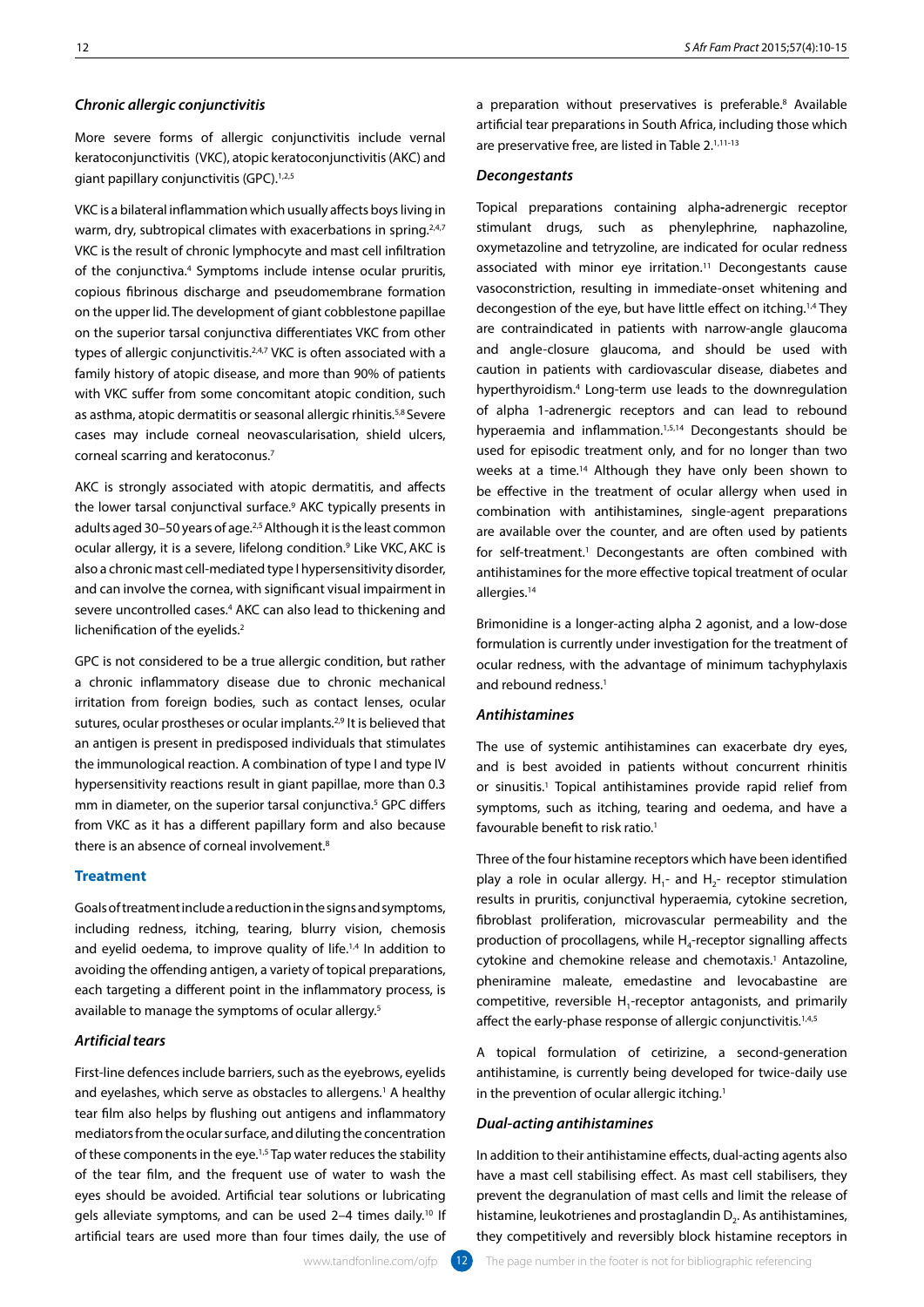### *Chronic allergic conjunctivitis*

More severe forms of allergic conjunctivitis include vernal keratoconjunctivitis (VKC), atopic keratoconjunctivitis (AKC) and giant papillary conjunctivitis (GPC).[1,2,5]

VKC is a bilateral inflammation which usually affects boys living in warm, dry, subtropical climates with exacerbations in spring.[2,4,7] VKC is the result of chronic lymphocyte and mast cell infiltration of the conjunctiva.[4] Symptoms include intense ocular pruritis, copious fibrinous discharge and pseudomembrane formation on the upper lid. The development of giant cobblestone papillae on the superior tarsal conjunctiva differentiates VKC from other types of allergic conjunctivitis.[2,4,7] VKC is often associated with a family history of atopic disease, and more than 90% of patients with VKC suffer from some concomitant atopic condition, such as asthma, atopic dermatitis or seasonal allergic rhinitis.[5,8] Severe cases may include corneal neovascularisation, shield ulcers, corneal scarring and keratoconus.[7]

AKC is strongly associated with atopic dermatitis, and affects the lower tarsal conjunctival surface.[9] AKC typically presents in adults aged 30–50 years of age.[2,5] Although it is the least common ocular allergy, it is a severe, lifelong condition.[9] Like VKC, AKC is also a chronic mast cell-mediated type I hypersensitivity disorder, and can involve the cornea, with significant visual impairment in severe uncontrolled cases.[4] AKC can also lead to thickening and lichenification of the eyelids.[2]

GPC is not considered to be a true allergic condition, but rather a chronic inflammatory disease due to chronic mechanical irritation from foreign bodies, such as contact lenses, ocular sutures, ocular prostheses or ocular implants.[2,9] It is believed that an antigen is present in predisposed individuals that stimulates the immunological reaction. A combination of type I and type IV hypersensitivity reactions result in giant papillae, more than 0.3 mm in diameter, on the superior tarsal conjunctiva.[5] GPC differs from VKC as it has a different papillary form and also because there is an absence of corneal involvement.[8]

## Treatment

Goals of treatment include a reduction in the signs and symptoms, including redness, itching, tearing, blurry vision, chemosis and eyelid oedema, to improve quality of life.[1,4] In addition to avoiding the offending antigen, a variety of topical preparations, each targeting a different point in the inflammatory process, is available to manage the symptoms of ocular allergy.[5]

### *Artificial tears*

First-line defences include barriers, such as the eyebrows, eyelids and eyelashes, which serve as obstacles to allergens.[1] A healthy tear film also helps by flushing out antigens and inflammatory mediators from the ocular surface, and diluting the concentration of these components in the eye.[1,5] Tap water reduces the stability of the tear film, and the frequent use of water to wash the eyes should be avoided. Artificial tear solutions or lubricating gels alleviate symptoms, and can be used 2–4 times daily.[10] If artificial tears are used more than four times daily, the use of a preparation without preservatives is preferable.[8] Available artificial tear preparations in South Africa, including those which are preservative free, are listed in Table 2.[1,11-13]

### *Decongestants*

Topical preparations containing alpha-adrenergic receptor stimulant drugs, such as phenylephrine, naphazoline, oxymetazoline and tetryzoline, are indicated for ocular redness associated with minor eye irritation.[11] Decongestants cause vasoconstriction, resulting in immediate-onset whitening and decongestion of the eye, but have little effect on itching.[1,4] They are contraindicated in patients with narrow-angle glaucoma and angle-closure glaucoma, and should be used with caution in patients with cardiovascular disease, diabetes and hyperthyroidism.[4] Long-term use leads to the downregulation of alpha 1-adrenergic receptors and can lead to rebound hyperaemia and inflammation.[1,5,14] Decongestants should be used for episodic treatment only, and for no longer than two weeks at a time.[14] Although they have only been shown to be effective in the treatment of ocular allergy when used in combination with antihistamines, single-agent preparations are available over the counter, and are often used by patients for self-treatment.[1] Decongestants are often combined with antihistamines for the more effective topical treatment of ocular allergies.[14]

Brimonidine is a longer-acting alpha 2 agonist, and a low-dose formulation is currently under investigation for the treatment of ocular redness, with the advantage of minimum tachyphylaxis and rebound redness.[1]

### *Antihistamines*

The use of systemic antihistamines can exacerbate dry eyes, and is best avoided in patients without concurrent rhinitis or sinusitis.[1] Topical antihistamines provide rapid relief from symptoms, such as itching, tearing and oedema, and have a favourable benefit to risk ratio.[1]

Three of the four histamine receptors which have been identified play a role in ocular allergy. $H_1$- and $H_2$- receptor stimulation results in pruritis, conjunctival hyperaemia, cytokine secretion, fibroblast proliferation, microvascular permeability and the production of procollagens, while $H_4$-receptor signalling affects cytokine and chemokine release and chemotaxis.[1] Antazoline, pheniramine maleate, emedastine and levocabastine are competitive, reversible $H_1$-receptor antagonists, and primarily affect the early-phase response of allergic conjunctivitis.[1,4,5]

A topical formulation of cetirizine, a second-generation antihistamine, is currently being developed for twice-daily use in the prevention of ocular allergic itching.[1]

### *Dual-acting antihistamines*

In addition to their antihistamine effects, dual-acting agents also have a mast cell stabilising effect. As mast cell stabilisers, they prevent the degranulation of mast cells and limit the release of histamine, leukotrienes and prostaglandin $D_2$. As antihistamines, they competitively and reversibly block histamine receptors in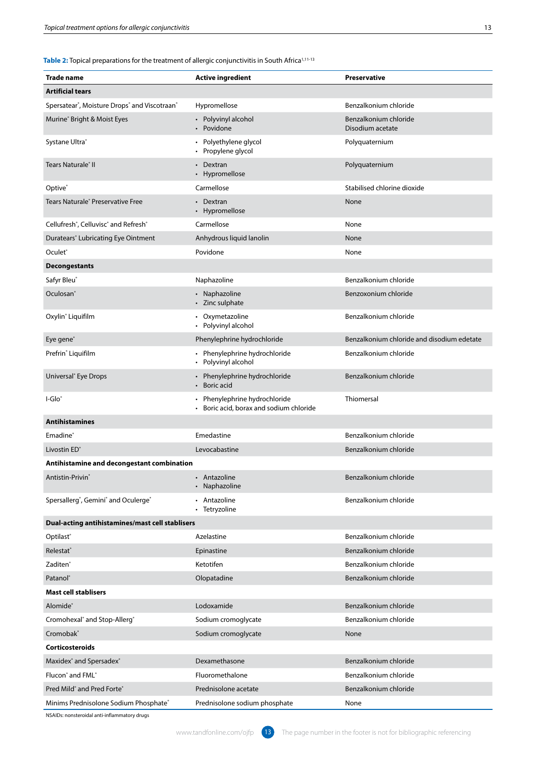**Table 2:** Topical preparations for the treatment of allergic conjunctivitis in South Africa[1,11-13]

| Trade name | Active ingredient | Preservative |
| --- | --- | --- |
| **Artificial tears** | | |
| Spersatear®, Moisture Drops® and Viscotraan® | Hypromellose | Benzalkonium chloride |
| Murine® Bright & Moist Eyes | • Polyvinyl alcohol<br>• Povidone | Benzalkonium chloride<br>Disodium acetate |
| Systane Ultra® | • Polyethylene glycol<br>• Propylene glycol | Polyquaternium |
| Tears Naturale® II | • Dextran<br>• Hypromellose | Polyquaternium |
| Optive® | Carmellose | Stabilised chlorine dioxide |
| Tears Naturale® Preservative Free | • Dextran<br>• Hypromellose | None |
| Cellufresh®, Celluvisc® and Refresh® | Carmellose | None |
| Duratears® Lubricating Eye Ointment | Anhydrous liquid lanolin | None |
| Oculet® | Povidone | None |
| **Decongestants** | | |
| Safyr Bleu® | Naphazoline | Benzalkonium chloride |
| Oculosan® | • Naphazoline<br>• Zinc sulphate | Benzoxonium chloride |
| Oxylin® Liquifilm | • Oxymetazoline<br>• Polyvinyl alcohol | Benzalkonium chloride |
| Eye gene® | Phenylephrine hydrochloride | Benzalkonium chloride and disodium edetate |
| Prefrin® Liquifilm | • Phenylephrine hydrochloride<br>• Polyvinyl alcohol | Benzalkonium chloride |
| Universal® Eye Drops | • Phenylephrine hydrochloride<br>• Boric acid | Benzalkonium chloride |
| I-Glo® | • Phenylephrine hydrochloride<br>• Boric acid, borax and sodium chloride | Thiomersal |
| **Antihistamines** | | |
| Emadine® | Emedastine | Benzalkonium chloride |
| Livostin ED® | Levocabastine | Benzalkonium chloride |
| **Antihistamine and decongestant combination** | | |
| Antistin-Privin® | • Antazoline<br>• Naphazoline | Benzalkonium chloride |
| Spersallerg®, Gemini® and Oculerge® | • Antazoline<br>• Tetryzoline | Benzalkonium chloride |
| **Dual-acting antihistamines/mast cell stablisers** | | |
| Optilast® | Azelastine | Benzalkonium chloride |
| Relestat® | Epinastine | Benzalkonium chloride |
| Zaditen® | Ketotifen | Benzalkonium chloride |
| Patanol® | Olopatadine | Benzalkonium chloride |
| **Mast cell stablisers** | | |
| Alomide® | Lodoxamide | Benzalkonium chloride |
| Cromohexal® and Stop-Allerg® | Sodium cromoglycate | Benzalkonium chloride |
| Cromobak® | Sodium cromoglycate | None |
| **Corticosteroids** | | |
| Maxidex® and Spersadex® | Dexamethasone | Benzalkonium chloride |
| Flucon® and FML® | Fluorometholone | Benzalkonium chloride |
| Pred Mild® and Pred Forte® | Prednisolone acetate | Benzalkonium chloride |
| Minims Prednisolone Sodium Phosphate® | Prednisolone sodium phosphate | None |

NSAIDs: nonsteroidal anti-inflammatory drugs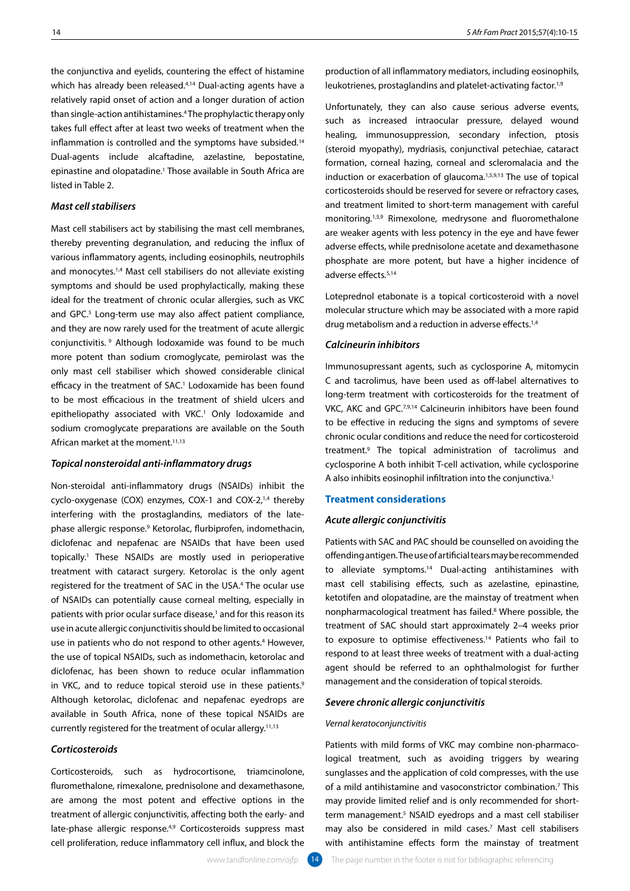the conjunctiva and eyelids, countering the effect of histamine which has already been released.[4,14] Dual-acting agents have a relatively rapid onset of action and a longer duration of action than single-action antihistamines.[4] The prophylactic therapy only takes full effect after at least two weeks of treatment when the inflammation is controlled and the symptoms have subsided.[14] Dual-agents include alcaftadine, azelastine, bepostatine, epinastine and olopatadine.[1] Those available in South Africa are listed in Table 2.

### *Mast cell stabilisers*

Mast cell stabilisers act by stabilising the mast cell membranes, thereby preventing degranulation, and reducing the influx of various inflammatory agents, including eosinophils, neutrophils and monocytes.[1,4] Mast cell stabilisers do not alleviate existing symptoms and should be used prophylactically, making these ideal for the treatment of chronic ocular allergies, such as VKC and GPC.[5] Long-term use may also affect patient compliance, and they are now rarely used for the treatment of acute allergic conjunctivitis. [9] Although lodoxamide was found to be much more potent than sodium cromoglycate, pemirolast was the only mast cell stabiliser which showed considerable clinical efficacy in the treatment of SAC.[1] Lodoxamide has been found to be most efficacious in the treatment of shield ulcers and epitheliopathy associated with VKC.[1] Only lodoxamide and sodium cromoglycate preparations are available on the South African market at the moment.[11,13]

### *Topical nonsteroidal anti-inflammatory drugs*

Non-steroidal anti-inflammatory drugs (NSAIDs) inhibit the cyclo-oxygenase (COX) enzymes, COX-1 and COX-2,[1,4] thereby interfering with the prostaglandins, mediators of the late-phase allergic response.[9] Ketorolac, flurbiprofen, indomethacin, diclofenac and nepafenac are NSAIDs that have been used topically.[1] These NSAIDs are mostly used in perioperative treatment with cataract surgery. Ketorolac is the only agent registered for the treatment of SAC in the USA.[4] The ocular use of NSAIDs can potentially cause corneal melting, especially in patients with prior ocular surface disease,[1] and for this reason its use in acute allergic conjunctivitis should be limited to occasional use in patients who do not respond to other agents.[4] However, the use of topical NSAIDs, such as indomethacin, ketorolac and diclofenac, has been shown to reduce ocular inflammation in VKC, and to reduce topical steroid use in these patients.[9] Although ketorolac, diclofenac and nepafenac eyedrops are available in South Africa, none of these topical NSAIDs are currently registered for the treatment of ocular allergy.[11,13]

### *Corticosteroids*

Corticosteroids, such as hydrocortisone, triamcinolone, flurometholone, rimexalone, prednisolone and dexamethasone, are among the most potent and effective options in the treatment of allergic conjunctivitis, affecting both the early- and late-phase allergic response.[4,9] Corticosteroids suppress mast cell proliferation, reduce inflammatory cell influx, and block the production of all inflammatory mediators, including eosinophils, leukotrienes, prostaglandins and platelet-activating factor.[1,9]

Unfortunately, they can also cause serious adverse events, such as increased intraocular pressure, delayed wound healing, immunosuppression, secondary infection, ptosis (steroid myopathy), mydriasis, conjunctival petechiae, cataract formation, corneal hazing, corneal and scleromalacia and the induction or exacerbation of glaucoma.[1,5,9,13] The use of topical corticosteroids should be reserved for severe or refractory cases, and treatment limited to short-term management with careful monitoring.[1,5,9] Rimexolone, medrysone and fluorometholone are weaker agents with less potency in the eye and have fewer adverse effects, while prednisolone acetate and dexamethasone phosphate are more potent, but have a higher incidence of adverse effects.[5,14]

Loteprednol etabonate is a topical corticosteroid with a novel molecular structure which may be associated with a more rapid drug metabolism and a reduction in adverse effects.[1,4]

### *Calcineurin inhibitors*

Immunosupressant agents, such as cyclosporine A, mitomycin C and tacrolimus, have been used as off-label alternatives to long-term treatment with corticosteroids for the treatment of VKC, AKC and GPC.[7,9,14] Calcineurin inhibitors have been found to be effective in reducing the signs and symptoms of severe chronic ocular conditions and reduce the need for corticosteroid treatment.[9] The topical administration of tacrolimus and cyclosporine A both inhibit T-cell activation, while cyclosporine A also inhibits eosinophil infiltration into the conjunctiva.[1]

## Treatment considerations

### *Acute allergic conjunctivitis*

Patients with SAC and PAC should be counselled on avoiding the offending antigen. The use of artificial tears may be recommended to alleviate symptoms.[14] Dual-acting antihistamines with mast cell stabilising effects, such as azelastine, epinastine, ketotifen and olopatadine, are the mainstay of treatment when nonpharmacological treatment has failed.[8] Where possible, the treatment of SAC should start approximately 2–4 weeks prior to exposure to optimise effectiveness.[14] Patients who fail to respond to at least three weeks of treatment with a dual-acting agent should be referred to an ophthalmologist for further management and the consideration of topical steroids.

### *Severe chronic allergic conjunctivitis*

#### *Vernal keratoconjunctivitis*

Patients with mild forms of VKC may combine non-pharmacological treatment, such as avoiding triggers by wearing sunglasses and the application of cold compresses, with the use of a mild antihistamine and vasoconstrictor combination.[7] This may provide limited relief and is only recommended for short-term management.[5] NSAID eyedrops and a mast cell stabiliser may also be considered in mild cases.[7] Mast cell stabilisers with antihistamine effects form the mainstay of treatment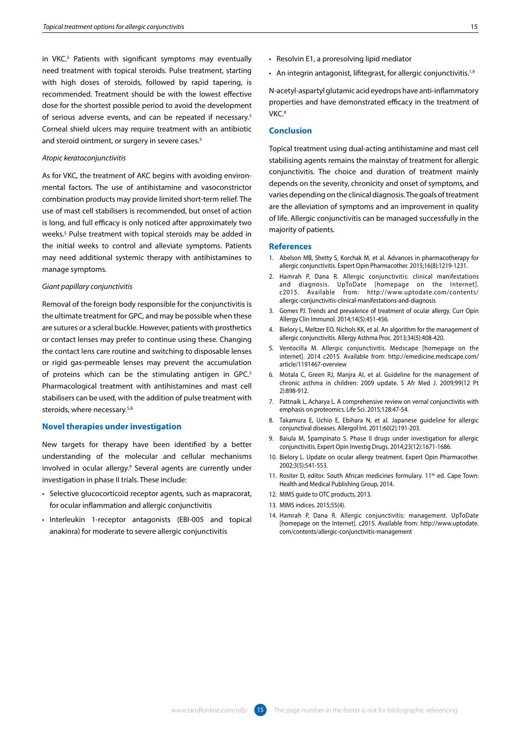in VKC.[5] Patients with significant symptoms may eventually need treatment with topical steroids. Pulse treatment, starting with high doses of steroids, followed by rapid tapering, is recommended. Treatment should be with the lowest effective dose for the shortest possible period to avoid the development of serious adverse events, and can be repeated if necessary.[5] Corneal shield ulcers may require treatment with an antibiotic and steroid ointment, or surgery in severe cases.[5]

*Atopic keratoconjunctivitis*

As for VKC, the treatment of AKC begins with avoiding environmental factors. The use of antihistamine and vasoconstrictor combination products may provide limited short-term relief. The use of mast cell stabilisers is recommended, but onset of action is long, and full efficacy is only noticed after approximately two weeks.[5] Pulse treatment with topical steroids may be added in the initial weeks to control and alleviate symptoms. Patients may need additional systemic therapy with antihistamines to manage symptoms.

*Giant papillary conjunctivitis*

Removal of the foreign body responsible for the conjunctivitis is the ultimate treatment for GPC, and may be possible when these are sutures or a scleral buckle. However, patients with prosthetics or contact lenses may prefer to continue using these. Changing the contact lens care routine and switching to disposable lenses or rigid gas-permeable lenses may prevent the accumulation of proteins which can be the stimulating antigen in GPC.[5] Pharmacological treatment with antihistamines and mast cell stabilisers can be used, with the addition of pulse treatment with steroids, where necessary.[5,8]

## Novel therapies under investigation

New targets for therapy have been identified by a better understanding of the molecular and cellular mechanisms involved in ocular allergy.[9] Several agents are currently under investigation in phase II trials. These include:

- Selective glucocorticoid receptor agents, such as mapracorat, for ocular inflammation and allergic conjunctivitis
- Interleukin 1-receptor antagonists (EBI-005 and topical anakinra) for moderate to severe allergic conjunctivitis
- Resolvin E1, a proresolving lipid mediator
- An integrin antagonist, lifitegrast, for allergic conjunctivitis.[1,9]

N-acetyl-aspartyl glutamic acid eyedrops have anti-inflammatory properties and have demonstrated efficacy in the treatment of VKC.[9]

## Conclusion

Topical treatment using dual-acting antihistamine and mast cell stabilising agents remains the mainstay of treatment for allergic conjunctivitis. The choice and duration of treatment mainly depends on the severity, chronicity and onset of symptoms, and varies depending on the clinical diagnosis. The goals of treatment are the alleviation of symptoms and an improvement in quality of life. Allergic conjunctivitis can be managed successfully in the majority of patients.

## References

1. Abelson MB, Shetty S, Korchak M, et al. Advances in pharmacotherapy for allergic conjunctivitis. Expert Opin Pharmacother. 2015;16(8):1219-1231.
2. Hamrah P, Dana R. Allergic conjunctivitis: clinical manifestations and diagnosis. UpToDate [homepage on the Internet]. c2015. Available from: http://www.uptodate.com/contents/allergic-conjunctivitis-clinical-manifestations-and-diagnosis
3. Gomes PJ. Trends and prevalence of treatment of ocular allergy. Curr Opin Allergy Clin Immunol. 2014;14(5):451-456.
4. Bielory L, Meltzer EO, Nichols KK, et al. An algorithm for the management of allergic conjunctivitis. Allergy Asthma Proc. 2013;34(5):408-420.
5. Ventocilla M. Allergic conjunctivitis. Medscape [homepage on the internet]. 2014 c2015. Available from: http://emedicine.medscape.com/article/1191467-overview
6. Motala C, Green RJ, Manjra AI, et al. Guideline for the management of chronic asthma in children: 2009 update. S Afr Med J. 2009;99(12 Pt 2):898-912.
7. Pattnaik L, Acharya L. A comprehensive review on vernal conjunctivitis with emphasis on proteomics. Life Sci. 2015;128:47-54.
8. Takamura E, Uchio E, Ebihara N, et al. Japanese guideline for allergic conjunctival diseases. Allergol Int. 2011;60(2):191-203.
9. Baiula M, Spampinato S. Phase II drugs under investigation for allergic conjunctivitis. Expert Opin Investig Drugs. 2014;23(12):1671-1686.
10. Bielory L. Update on ocular allergy treatment. Expert Opin Pharmacother. 2002;3(5):541-553.
11. Rositer D, editor. South African medicines formulary. 11th ed. Cape Town: Health and Medical Publishing Group, 2014.
12. MIMS guide to OTC products, 2013.
13. MIMS indices. 2015;55(4).
14. Hamrah P, Dana R. Allergic conjunctivitis: management. UpToDate [homepage on the Internet]. c2015. Available from: http://www.uptodate.com/contents/allergic-conjunctivitis-management